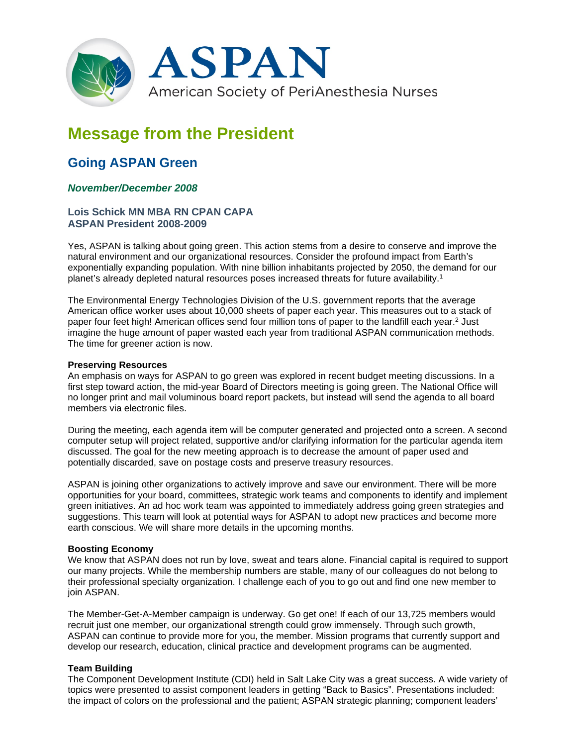# ASPAN

American Society of PeriAnesthesia Nurses

# Message from the President

## Going ASPAN Green

***November/December 2008***

**Lois Schick MN MBA RN CPAN CAPA**
**ASPAN President 2008-2009**

Yes, ASPAN is talking about going green. This action stems from a desire to conserve and improve the natural environment and our organizational resources. Consider the profound impact from Earth's exponentially expanding population. With nine billion inhabitants projected by 2050, the demand for our planet's already depleted natural resources poses increased threats for future availability.[1]

The Environmental Energy Technologies Division of the U.S. government reports that the average American office worker uses about 10,000 sheets of paper each year. This measures out to a stack of paper four feet high! American offices send four million tons of paper to the landfill each year.[2] Just imagine the huge amount of paper wasted each year from traditional ASPAN communication methods. The time for greener action is now.

**Preserving Resources**

An emphasis on ways for ASPAN to go green was explored in recent budget meeting discussions. In a first step toward action, the mid-year Board of Directors meeting is going green. The National Office will no longer print and mail voluminous board report packets, but instead will send the agenda to all board members via electronic files.

During the meeting, each agenda item will be computer generated and projected onto a screen. A second computer setup will project related, supportive and/or clarifying information for the particular agenda item discussed. The goal for the new meeting approach is to decrease the amount of paper used and potentially discarded, save on postage costs and preserve treasury resources.

ASPAN is joining other organizations to actively improve and save our environment. There will be more opportunities for your board, committees, strategic work teams and components to identify and implement green initiatives. An ad hoc work team was appointed to immediately address going green strategies and suggestions. This team will look at potential ways for ASPAN to adopt new practices and become more earth conscious. We will share more details in the upcoming months.

**Boosting Economy**

We know that ASPAN does not run by love, sweat and tears alone. Financial capital is required to support our many projects. While the membership numbers are stable, many of our colleagues do not belong to their professional specialty organization. I challenge each of you to go out and find one new member to join ASPAN.

The Member-Get-A-Member campaign is underway. Go get one! If each of our 13,725 members would recruit just one member, our organizational strength could grow immensely. Through such growth, ASPAN can continue to provide more for you, the member. Mission programs that currently support and develop our research, education, clinical practice and development programs can be augmented.

**Team Building**

The Component Development Institute (CDI) held in Salt Lake City was a great success. A wide variety of topics were presented to assist component leaders in getting "Back to Basics". Presentations included: the impact of colors on the professional and the patient; ASPAN strategic planning; component leaders'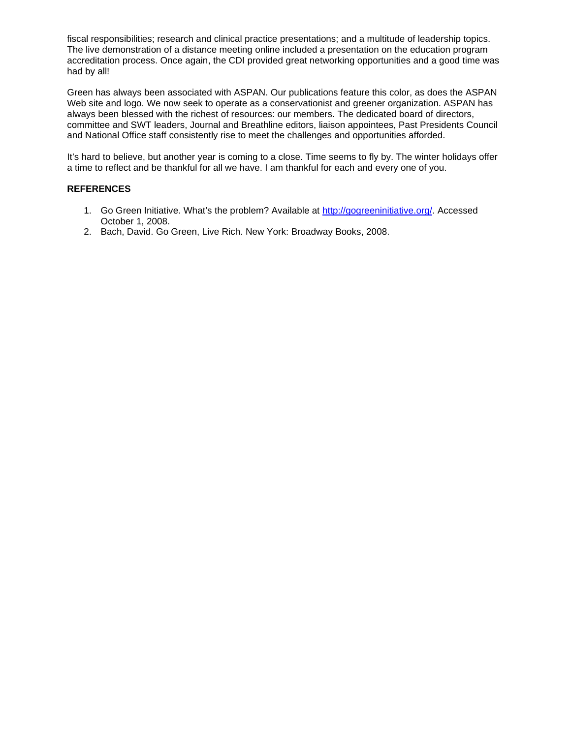fiscal responsibilities; research and clinical practice presentations; and a multitude of leadership topics. The live demonstration of a distance meeting online included a presentation on the education program accreditation process. Once again, the CDI provided great networking opportunities and a good time was had by all!

Green has always been associated with ASPAN. Our publications feature this color, as does the ASPAN Web site and logo. We now seek to operate as a conservationist and greener organization. ASPAN has always been blessed with the richest of resources: our members. The dedicated board of directors, committee and SWT leaders, Journal and Breathline editors, liaison appointees, Past Presidents Council and National Office staff consistently rise to meet the challenges and opportunities afforded.

It's hard to believe, but another year is coming to a close. Time seems to fly by. The winter holidays offer a time to reflect and be thankful for all we have. I am thankful for each and every one of you.

**REFERENCES**

1. Go Green Initiative. What's the problem? Available at http://gogreeninitiative.org/. Accessed October 1, 2008.
2. Bach, David. Go Green, Live Rich. New York: Broadway Books, 2008.